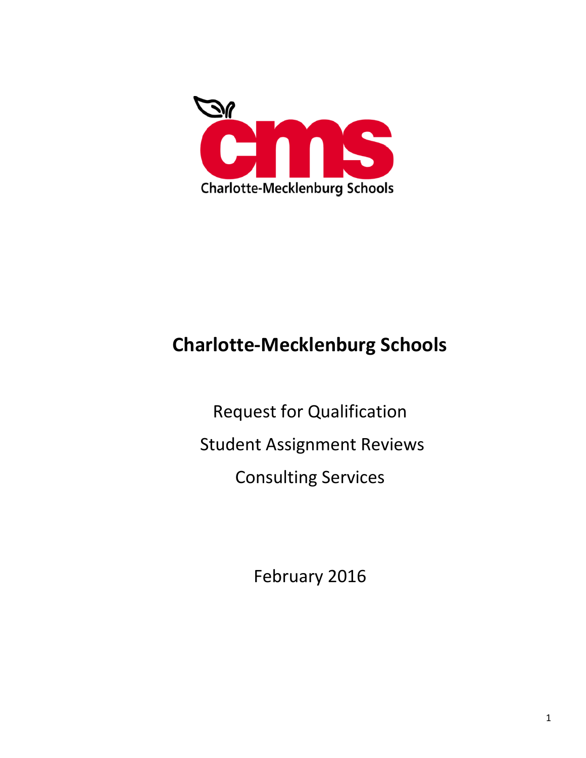cms

Charlotte-Mecklenburg Schools

# Charlotte-Mecklenburg Schools

Request for Qualification

Student Assignment Reviews

Consulting Services

February 2016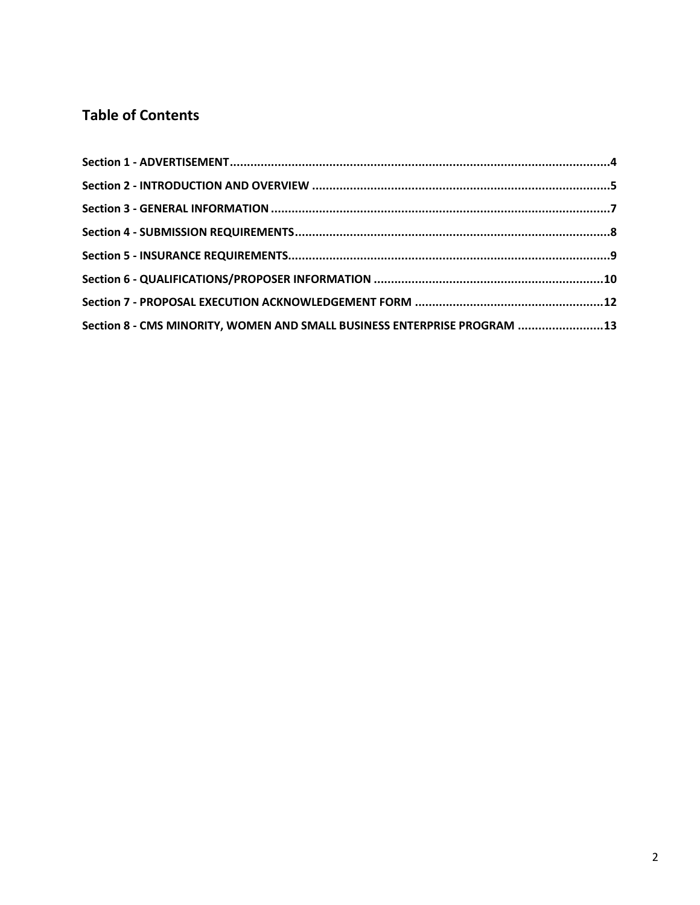## Table of Contents

**Section 1 - ADVERTISEMENT** .......... **4**

**Section 2 - INTRODUCTION AND OVERVIEW** .......... **5**

**Section 3 - GENERAL INFORMATION** .......... **7**

**Section 4 - SUBMISSION REQUIREMENTS** .......... **8**

**Section 5 - INSURANCE REQUIREMENTS** .......... **9**

**Section 6 - QUALIFICATIONS/PROPOSER INFORMATION** .......... **10**

**Section 7 - PROPOSAL EXECUTION ACKNOWLEDGEMENT FORM** .......... **12**

**Section 8 - CMS MINORITY, WOMEN AND SMALL BUSINESS ENTERPRISE PROGRAM** .......... **13**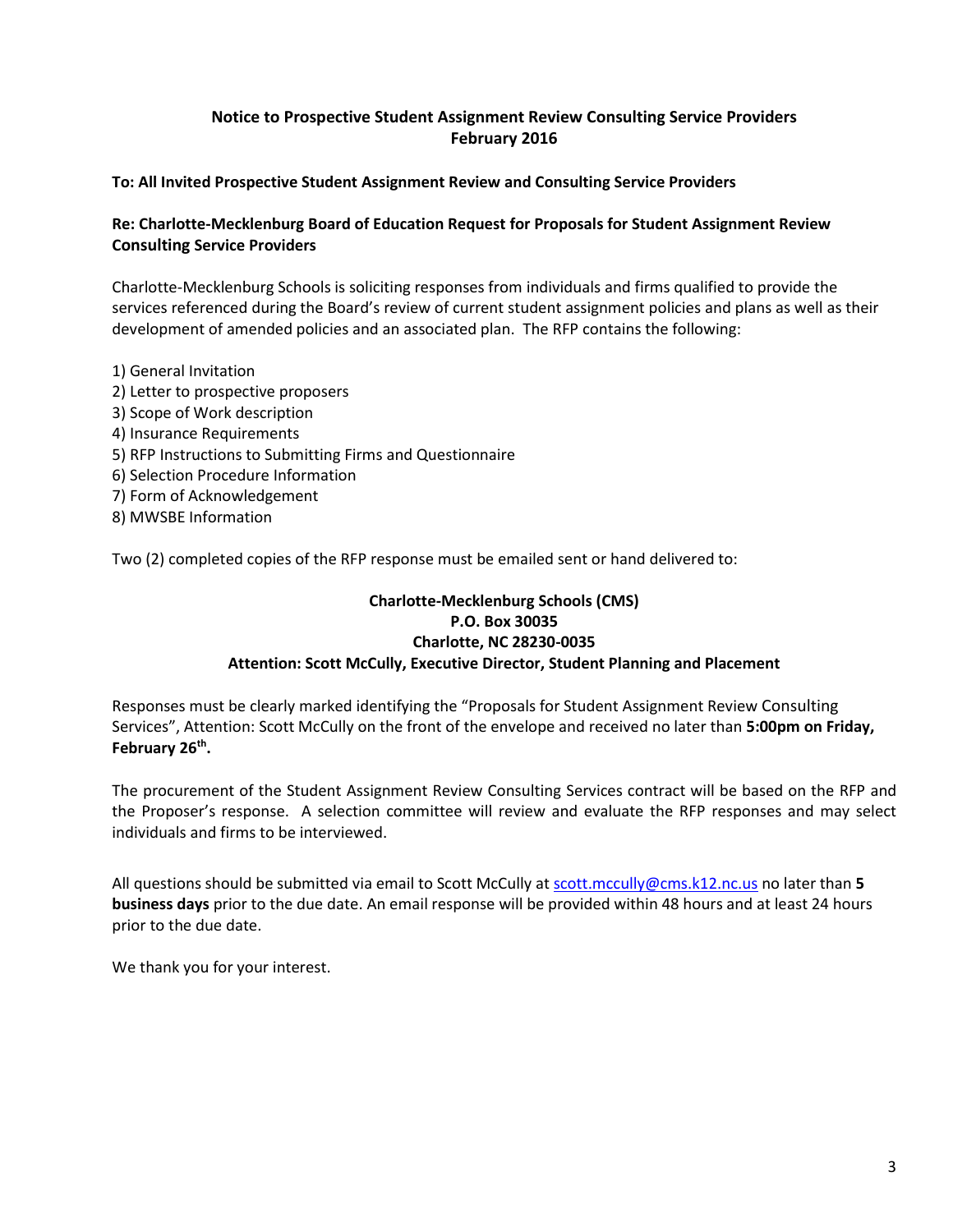## Notice to Prospective Student Assignment Review Consulting Service Providers
## February 2016

**To: All Invited Prospective Student Assignment Review and Consulting Service Providers**

**Re: Charlotte-Mecklenburg Board of Education Request for Proposals for Student Assignment Review Consulting Service Providers**

Charlotte-Mecklenburg Schools is soliciting responses from individuals and firms qualified to provide the services referenced during the Board's review of current student assignment policies and plans as well as their development of amended policies and an associated plan. The RFP contains the following:

1) General Invitation
2) Letter to prospective proposers
3) Scope of Work description
4) Insurance Requirements
5) RFP Instructions to Submitting Firms and Questionnaire
6) Selection Procedure Information
7) Form of Acknowledgement
8) MWSBE Information

Two (2) completed copies of the RFP response must be emailed sent or hand delivered to:

**Charlotte-Mecklenburg Schools (CMS)**
**P.O. Box 30035**
**Charlotte, NC 28230-0035**
**Attention: Scott McCully, Executive Director, Student Planning and Placement**

Responses must be clearly marked identifying the "Proposals for Student Assignment Review Consulting Services", Attention: Scott McCully on the front of the envelope and received no later than **5:00pm on Friday, February 26th.**

The procurement of the Student Assignment Review Consulting Services contract will be based on the RFP and the Proposer's response. A selection committee will review and evaluate the RFP responses and may select individuals and firms to be interviewed.

All questions should be submitted via email to Scott McCully at scott.mccully@cms.k12.nc.us no later than **5 business days** prior to the due date. An email response will be provided within 48 hours and at least 24 hours prior to the due date.

We thank you for your interest.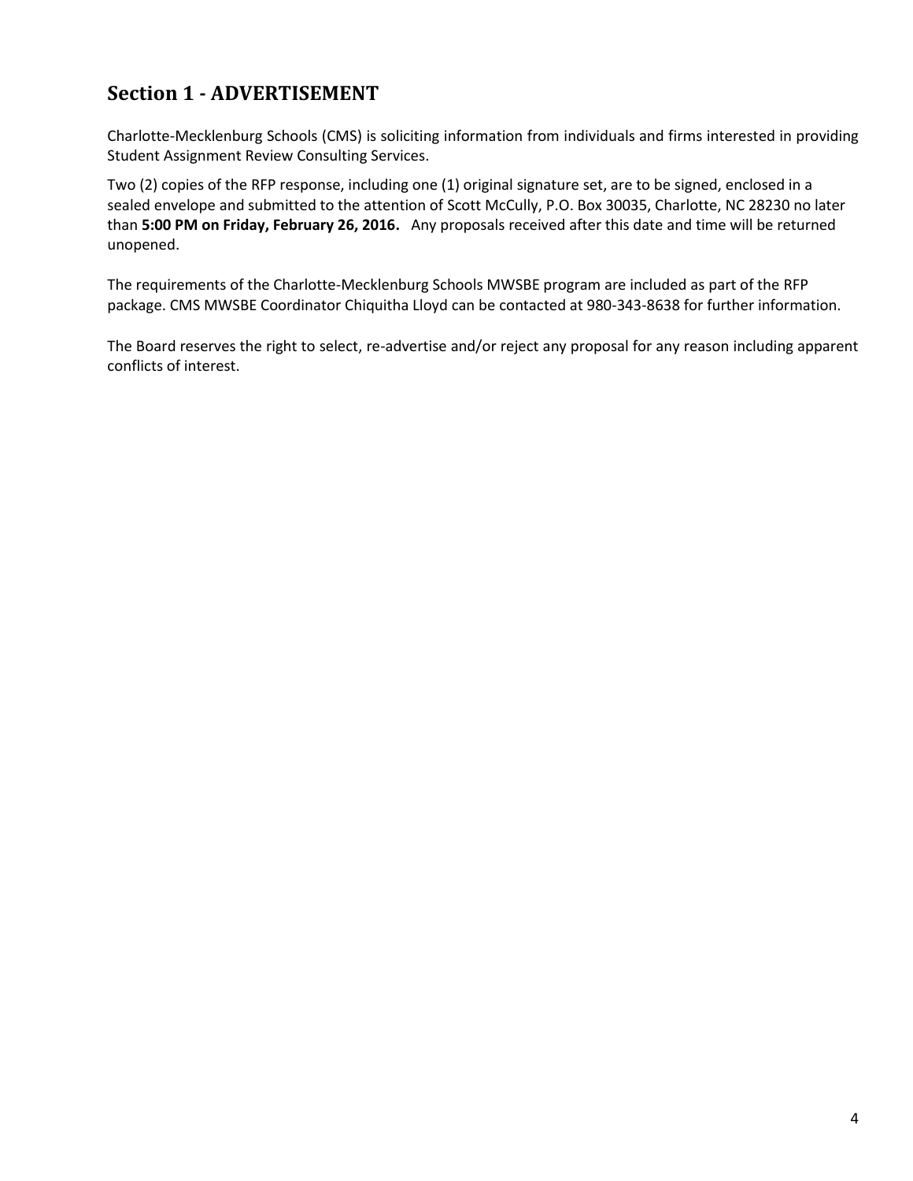## Section 1 - ADVERTISEMENT

Charlotte-Mecklenburg Schools (CMS) is soliciting information from individuals and firms interested in providing Student Assignment Review Consulting Services.

Two (2) copies of the RFP response, including one (1) original signature set, are to be signed, enclosed in a sealed envelope and submitted to the attention of Scott McCully, P.O. Box 30035, Charlotte, NC 28230 no later than **5:00 PM on Friday, February 26, 2016.** Any proposals received after this date and time will be returned unopened.

The requirements of the Charlotte-Mecklenburg Schools MWSBE program are included as part of the RFP package. CMS MWSBE Coordinator Chiquitha Lloyd can be contacted at 980-343-8638 for further information.

The Board reserves the right to select, re-advertise and/or reject any proposal for any reason including apparent conflicts of interest.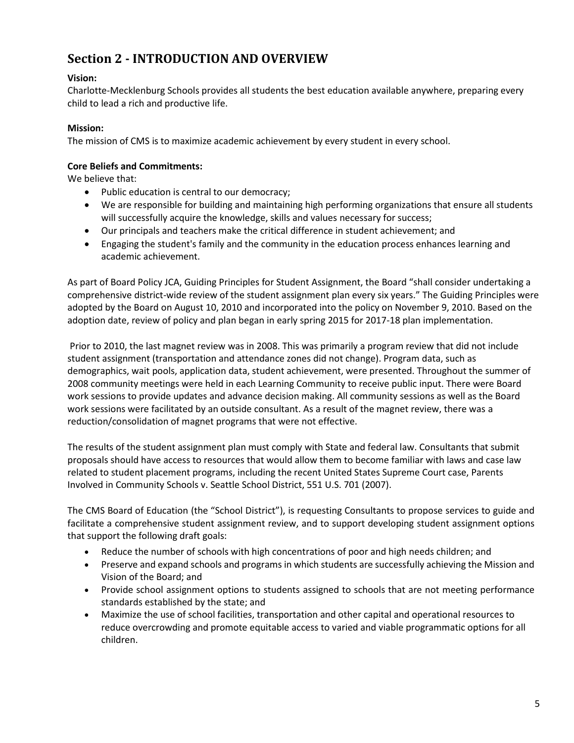## Section 2 - INTRODUCTION AND OVERVIEW

**Vision:**
Charlotte-Mecklenburg Schools provides all students the best education available anywhere, preparing every child to lead a rich and productive life.

**Mission:**
The mission of CMS is to maximize academic achievement by every student in every school.

**Core Beliefs and Commitments:**
We believe that:

- Public education is central to our democracy;
- We are responsible for building and maintaining high performing organizations that ensure all students will successfully acquire the knowledge, skills and values necessary for success;
- Our principals and teachers make the critical difference in student achievement; and
- Engaging the student's family and the community in the education process enhances learning and academic achievement.

As part of Board Policy JCA, Guiding Principles for Student Assignment, the Board "shall consider undertaking a comprehensive district-wide review of the student assignment plan every six years." The Guiding Principles were adopted by the Board on August 10, 2010 and incorporated into the policy on November 9, 2010. Based on the adoption date, review of policy and plan began in early spring 2015 for 2017-18 plan implementation.

Prior to 2010, the last magnet review was in 2008. This was primarily a program review that did not include student assignment (transportation and attendance zones did not change). Program data, such as demographics, wait pools, application data, student achievement, were presented. Throughout the summer of 2008 community meetings were held in each Learning Community to receive public input. There were Board work sessions to provide updates and advance decision making. All community sessions as well as the Board work sessions were facilitated by an outside consultant. As a result of the magnet review, there was a reduction/consolidation of magnet programs that were not effective.

The results of the student assignment plan must comply with State and federal law. Consultants that submit proposals should have access to resources that would allow them to become familiar with laws and case law related to student placement programs, including the recent United States Supreme Court case, Parents Involved in Community Schools v. Seattle School District, 551 U.S. 701 (2007).

The CMS Board of Education (the "School District"), is requesting Consultants to propose services to guide and facilitate a comprehensive student assignment review, and to support developing student assignment options that support the following draft goals:

- Reduce the number of schools with high concentrations of poor and high needs children; and
- Preserve and expand schools and programs in which students are successfully achieving the Mission and Vision of the Board; and
- Provide school assignment options to students assigned to schools that are not meeting performance standards established by the state; and
- Maximize the use of school facilities, transportation and other capital and operational resources to reduce overcrowding and promote equitable access to varied and viable programmatic options for all children.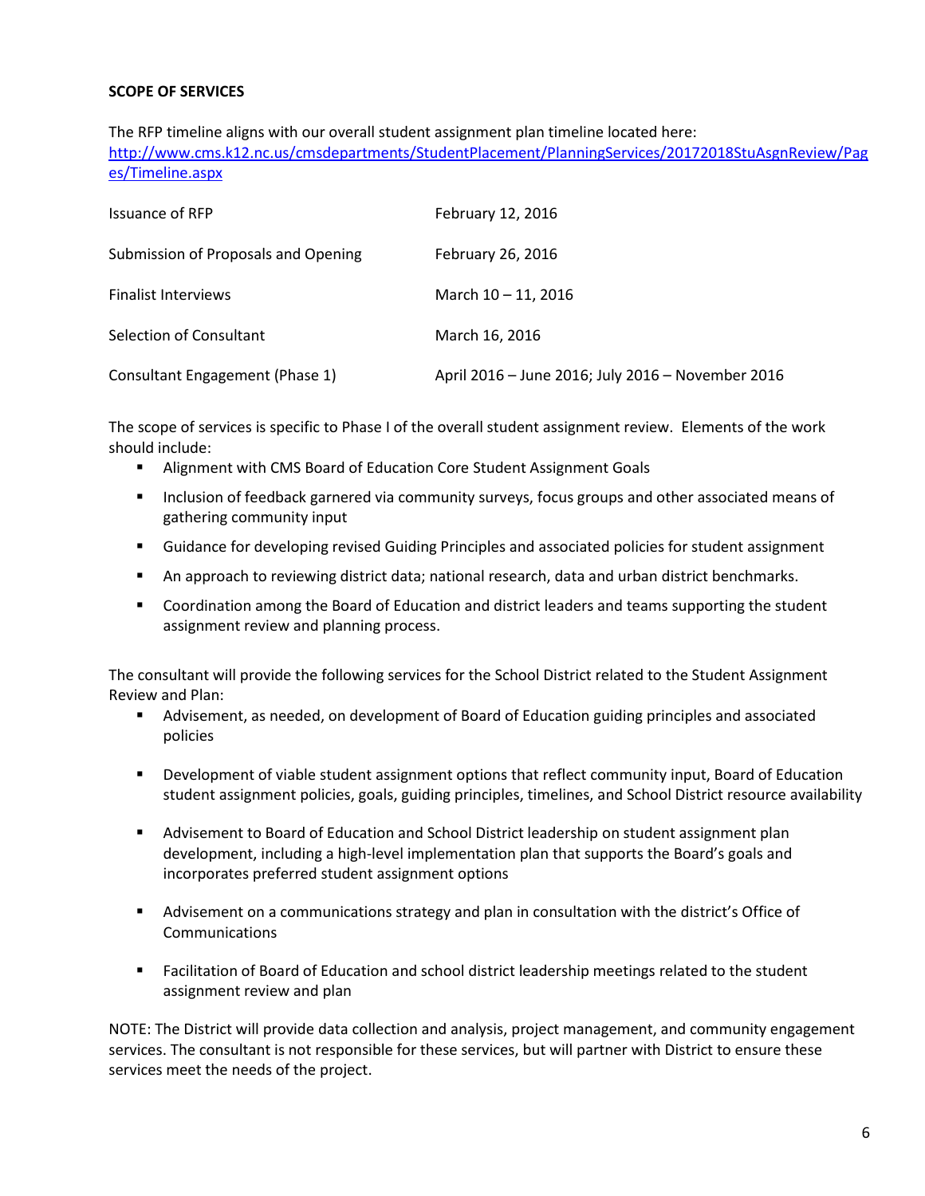**SCOPE OF SERVICES**

The RFP timeline aligns with our overall student assignment plan timeline located here: [http://www.cms.k12.nc.us/cmsdepartments/StudentPlacement/PlanningServices/20172018StuAsgnReview/Pages/Timeline.aspx](http://www.cms.k12.nc.us/cmsdepartments/StudentPlacement/PlanningServices/20172018StuAsgnReview/Pages/Timeline.aspx)

| | |
|---|---|
| Issuance of RFP | February 12, 2016 |
| Submission of Proposals and Opening | February 26, 2016 |
| Finalist Interviews | March 10 – 11, 2016 |
| Selection of Consultant | March 16, 2016 |
| Consultant Engagement (Phase 1) | April 2016 – June 2016; July 2016 – November 2016 |

The scope of services is specific to Phase I of the overall student assignment review. Elements of the work should include:

- Alignment with CMS Board of Education Core Student Assignment Goals
- Inclusion of feedback garnered via community surveys, focus groups and other associated means of gathering community input
- Guidance for developing revised Guiding Principles and associated policies for student assignment
- An approach to reviewing district data; national research, data and urban district benchmarks.
- Coordination among the Board of Education and district leaders and teams supporting the student assignment review and planning process.

The consultant will provide the following services for the School District related to the Student Assignment Review and Plan:

- Advisement, as needed, on development of Board of Education guiding principles and associated policies
- Development of viable student assignment options that reflect community input, Board of Education student assignment policies, goals, guiding principles, timelines, and School District resource availability
- Advisement to Board of Education and School District leadership on student assignment plan development, including a high-level implementation plan that supports the Board's goals and incorporates preferred student assignment options
- Advisement on a communications strategy and plan in consultation with the district's Office of Communications
- Facilitation of Board of Education and school district leadership meetings related to the student assignment review and plan

NOTE: The District will provide data collection and analysis, project management, and community engagement services. The consultant is not responsible for these services, but will partner with District to ensure these services meet the needs of the project.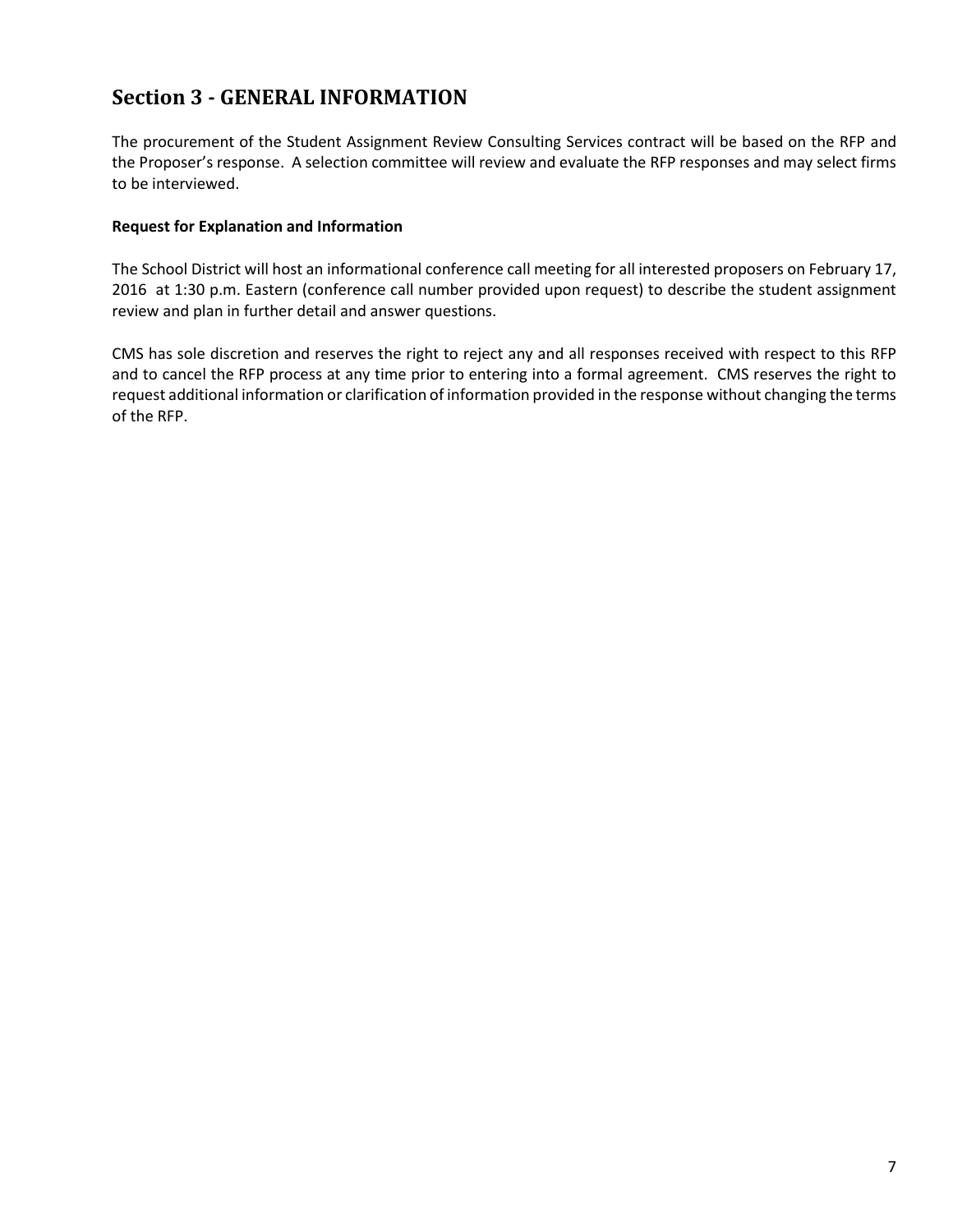## Section 3 - GENERAL INFORMATION

The procurement of the Student Assignment Review Consulting Services contract will be based on the RFP and the Proposer's response. A selection committee will review and evaluate the RFP responses and may select firms to be interviewed.

**Request for Explanation and Information**

The School District will host an informational conference call meeting for all interested proposers on February 17, 2016 at 1:30 p.m. Eastern (conference call number provided upon request) to describe the student assignment review and plan in further detail and answer questions.

CMS has sole discretion and reserves the right to reject any and all responses received with respect to this RFP and to cancel the RFP process at any time prior to entering into a formal agreement. CMS reserves the right to request additional information or clarification of information provided in the response without changing the terms of the RFP.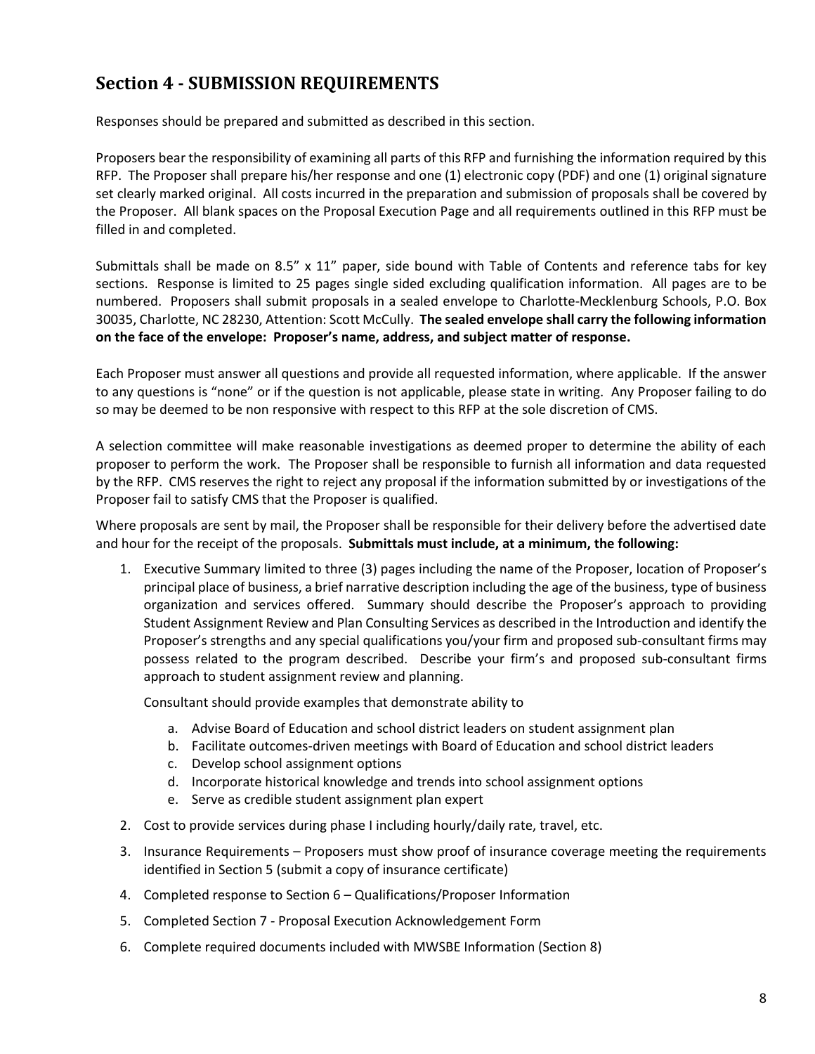## Section 4 - SUBMISSION REQUIREMENTS

Responses should be prepared and submitted as described in this section.

Proposers bear the responsibility of examining all parts of this RFP and furnishing the information required by this RFP. The Proposer shall prepare his/her response and one (1) electronic copy (PDF) and one (1) original signature set clearly marked original. All costs incurred in the preparation and submission of proposals shall be covered by the Proposer. All blank spaces on the Proposal Execution Page and all requirements outlined in this RFP must be filled in and completed.

Submittals shall be made on 8.5" x 11" paper, side bound with Table of Contents and reference tabs for key sections. Response is limited to 25 pages single sided excluding qualification information. All pages are to be numbered. Proposers shall submit proposals in a sealed envelope to Charlotte-Mecklenburg Schools, P.O. Box 30035, Charlotte, NC 28230, Attention: Scott McCully. **The sealed envelope shall carry the following information on the face of the envelope: Proposer's name, address, and subject matter of response.**

Each Proposer must answer all questions and provide all requested information, where applicable. If the answer to any questions is "none" or if the question is not applicable, please state in writing. Any Proposer failing to do so may be deemed to be non responsive with respect to this RFP at the sole discretion of CMS.

A selection committee will make reasonable investigations as deemed proper to determine the ability of each proposer to perform the work. The Proposer shall be responsible to furnish all information and data requested by the RFP. CMS reserves the right to reject any proposal if the information submitted by or investigations of the Proposer fail to satisfy CMS that the Proposer is qualified.

Where proposals are sent by mail, the Proposer shall be responsible for their delivery before the advertised date and hour for the receipt of the proposals. **Submittals must include, at a minimum, the following:**

1. Executive Summary limited to three (3) pages including the name of the Proposer, location of Proposer's principal place of business, a brief narrative description including the age of the business, type of business organization and services offered. Summary should describe the Proposer's approach to providing Student Assignment Review and Plan Consulting Services as described in the Introduction and identify the Proposer's strengths and any special qualifications you/your firm and proposed sub-consultant firms may possess related to the program described. Describe your firm's and proposed sub-consultant firms approach to student assignment review and planning.

   Consultant should provide examples that demonstrate ability to

   a. Advise Board of Education and school district leaders on student assignment plan
   b. Facilitate outcomes-driven meetings with Board of Education and school district leaders
   c. Develop school assignment options
   d. Incorporate historical knowledge and trends into school assignment options
   e. Serve as credible student assignment plan expert

2. Cost to provide services during phase I including hourly/daily rate, travel, etc.
3. Insurance Requirements – Proposers must show proof of insurance coverage meeting the requirements identified in Section 5 (submit a copy of insurance certificate)
4. Completed response to Section 6 – Qualifications/Proposer Information
5. Completed Section 7 - Proposal Execution Acknowledgement Form
6. Complete required documents included with MWSBE Information (Section 8)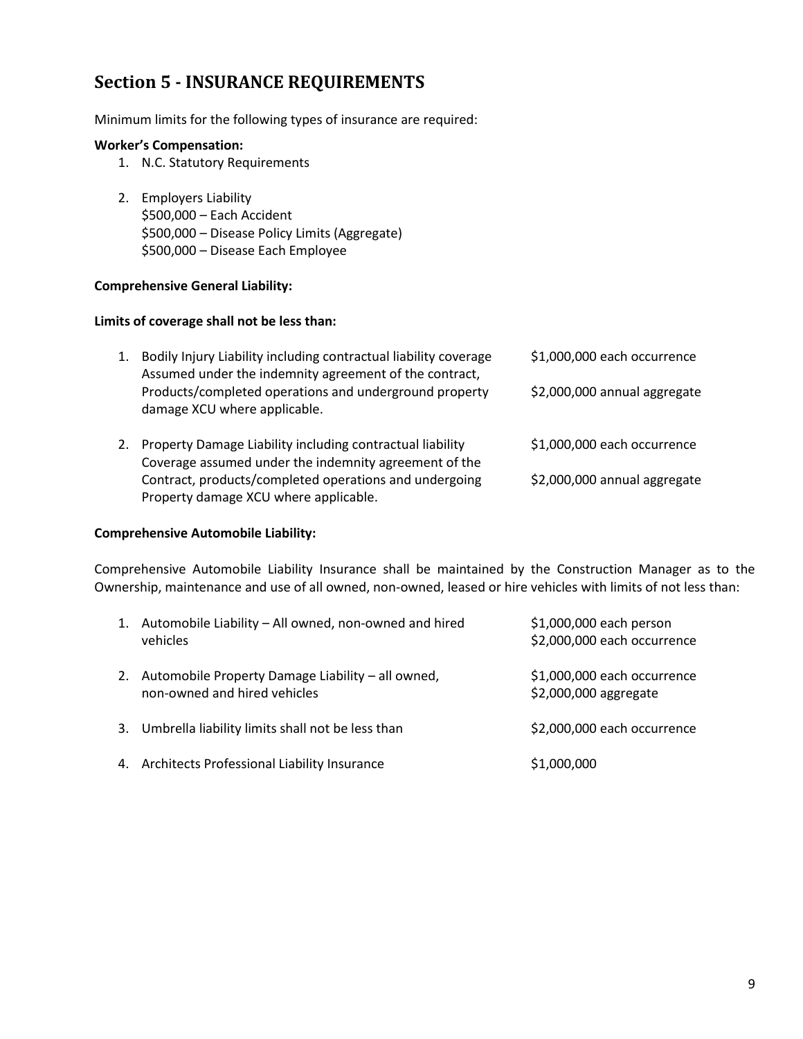## Section 5 - INSURANCE REQUIREMENTS

Minimum limits for the following types of insurance are required:

**Worker's Compensation:**

1. N.C. Statutory Requirements

2. Employers Liability
   $500,000 – Each Accident
   $500,000 – Disease Policy Limits (Aggregate)
   $500,000 – Disease Each Employee

**Comprehensive General Liability:**

**Limits of coverage shall not be less than:**

| | | |
|---|---|---|
| 1. | Bodily Injury Liability including contractual liability coverage Assumed under the indemnity agreement of the contract, Products/completed operations and underground property damage XCU where applicable. | $1,000,000 each occurrence<br>$2,000,000 annual aggregate |
| 2. | Property Damage Liability including contractual liability Coverage assumed under the indemnity agreement of the Contract, products/completed operations and undergoing Property damage XCU where applicable. | $1,000,000 each occurrence<br>$2,000,000 annual aggregate |

**Comprehensive Automobile Liability:**

Comprehensive Automobile Liability Insurance shall be maintained by the Construction Manager as to the Ownership, maintenance and use of all owned, non-owned, leased or hire vehicles with limits of not less than:

| | | |
|---|---|---|
| 1. | Automobile Liability – All owned, non-owned and hired vehicles | $1,000,000 each person<br>$2,000,000 each occurrence |
| 2. | Automobile Property Damage Liability – all owned, non-owned and hired vehicles | $1,000,000 each occurrence<br>$2,000,000 aggregate |
| 3. | Umbrella liability limits shall not be less than | $2,000,000 each occurrence |
| 4. | Architects Professional Liability Insurance | $1,000,000 |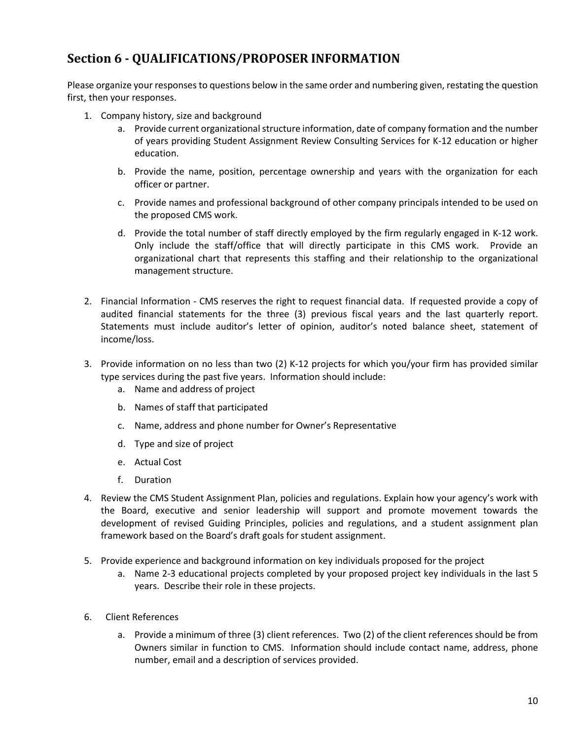## Section 6 - QUALIFICATIONS/PROPOSER INFORMATION

Please organize your responses to questions below in the same order and numbering given, restating the question first, then your responses.

1. Company history, size and background
    a. Provide current organizational structure information, date of company formation and the number of years providing Student Assignment Review Consulting Services for K-12 education or higher education.
    b. Provide the name, position, percentage ownership and years with the organization for each officer or partner.
    c. Provide names and professional background of other company principals intended to be used on the proposed CMS work.
    d. Provide the total number of staff directly employed by the firm regularly engaged in K-12 work. Only include the staff/office that will directly participate in this CMS work. Provide an organizational chart that represents this staffing and their relationship to the organizational management structure.

2. Financial Information - CMS reserves the right to request financial data. If requested provide a copy of audited financial statements for the three (3) previous fiscal years and the last quarterly report. Statements must include auditor's letter of opinion, auditor's noted balance sheet, statement of income/loss.

3. Provide information on no less than two (2) K-12 projects for which you/your firm has provided similar type services during the past five years. Information should include:
    a. Name and address of project
    b. Names of staff that participated
    c. Name, address and phone number for Owner's Representative
    d. Type and size of project
    e. Actual Cost
    f. Duration

4. Review the CMS Student Assignment Plan, policies and regulations. Explain how your agency's work with the Board, executive and senior leadership will support and promote movement towards the development of revised Guiding Principles, policies and regulations, and a student assignment plan framework based on the Board's draft goals for student assignment.

5. Provide experience and background information on key individuals proposed for the project
    a. Name 2-3 educational projects completed by your proposed project key individuals in the last 5 years. Describe their role in these projects.

6. Client References
    a. Provide a minimum of three (3) client references. Two (2) of the client references should be from Owners similar in function to CMS. Information should include contact name, address, phone number, email and a description of services provided.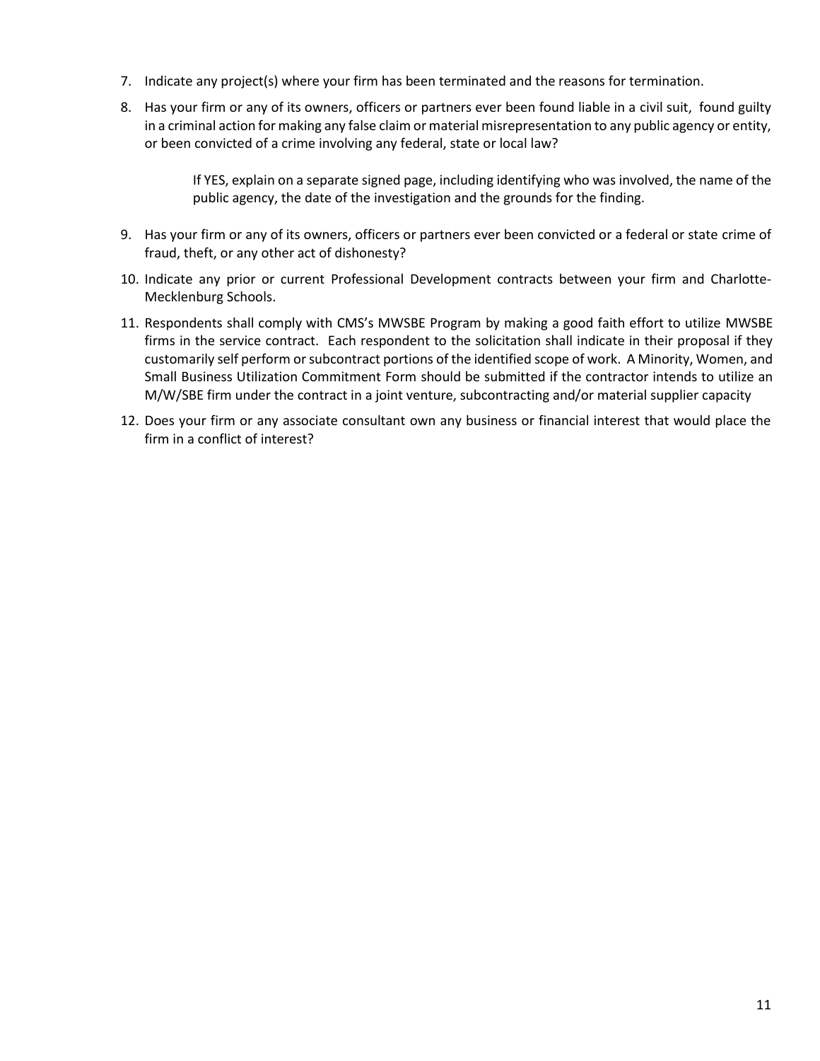7. Indicate any project(s) where your firm has been terminated and the reasons for termination.
8. Has your firm or any of its owners, officers or partners ever been found liable in a civil suit, found guilty in a criminal action for making any false claim or material misrepresentation to any public agency or entity, or been convicted of a crime involving any federal, state or local law?

   If YES, explain on a separate signed page, including identifying who was involved, the name of the public agency, the date of the investigation and the grounds for the finding.

9. Has your firm or any of its owners, officers or partners ever been convicted or a federal or state crime of fraud, theft, or any other act of dishonesty?
10. Indicate any prior or current Professional Development contracts between your firm and Charlotte-Mecklenburg Schools.
11. Respondents shall comply with CMS's MWSBE Program by making a good faith effort to utilize MWSBE firms in the service contract. Each respondent to the solicitation shall indicate in their proposal if they customarily self perform or subcontract portions of the identified scope of work. A Minority, Women, and Small Business Utilization Commitment Form should be submitted if the contractor intends to utilize an M/W/SBE firm under the contract in a joint venture, subcontracting and/or material supplier capacity
12. Does your firm or any associate consultant own any business or financial interest that would place the firm in a conflict of interest?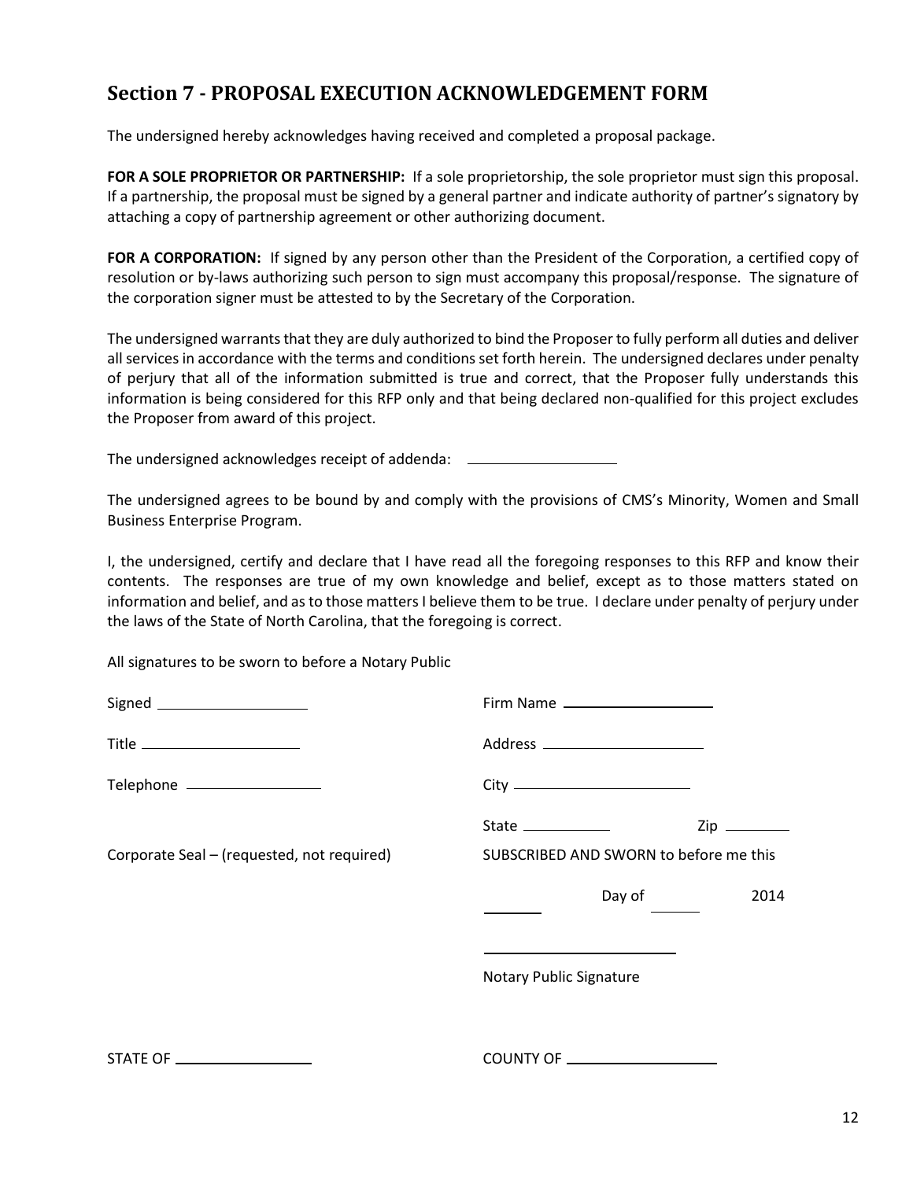## Section 7 - PROPOSAL EXECUTION ACKNOWLEDGEMENT FORM

The undersigned hereby acknowledges having received and completed a proposal package.

**FOR A SOLE PROPRIETOR OR PARTNERSHIP:** If a sole proprietorship, the sole proprietor must sign this proposal. If a partnership, the proposal must be signed by a general partner and indicate authority of partner's signatory by attaching a copy of partnership agreement or other authorizing document.

**FOR A CORPORATION:** If signed by any person other than the President of the Corporation, a certified copy of resolution or by-laws authorizing such person to sign must accompany this proposal/response. The signature of the corporation signer must be attested to by the Secretary of the Corporation.

The undersigned warrants that they are duly authorized to bind the Proposer to fully perform all duties and deliver all services in accordance with the terms and conditions set forth herein. The undersigned declares under penalty of perjury that all of the information submitted is true and correct, that the Proposer fully understands this information is being considered for this RFP only and that being declared non-qualified for this project excludes the Proposer from award of this project.

The undersigned acknowledges receipt of addenda: ____________________

The undersigned agrees to be bound by and comply with the provisions of CMS's Minority, Women and Small Business Enterprise Program.

I, the undersigned, certify and declare that I have read all the foregoing responses to this RFP and know their contents. The responses are true of my own knowledge and belief, except as to those matters stated on information and belief, and as to those matters I believe them to be true. I declare under penalty of perjury under the laws of the State of North Carolina, that the foregoing is correct.

All signatures to be sworn to before a Notary Public

Signed ____________________

Title ____________________

Telephone ____________________

Firm Name ____________________

Address ____________________

City ____________________

State ____________ Zip ________

Corporate Seal – (requested, not required)

SUBSCRIBED AND SWORN to before me this

________ Day of ________ 2014

____________________________

Notary Public Signature

STATE OF ____________________

COUNTY OF ____________________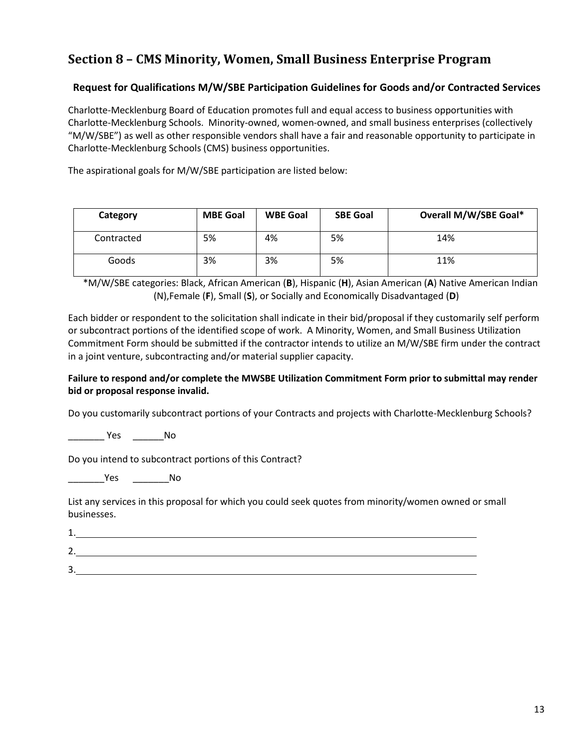## Section 8 – CMS Minority, Women, Small Business Enterprise Program

### Request for Qualifications M/W/SBE Participation Guidelines for Goods and/or Contracted Services

Charlotte-Mecklenburg Board of Education promotes full and equal access to business opportunities with Charlotte-Mecklenburg Schools. Minority-owned, women-owned, and small business enterprises (collectively "M/W/SBE") as well as other responsible vendors shall have a fair and reasonable opportunity to participate in Charlotte-Mecklenburg Schools (CMS) business opportunities.

The aspirational goals for M/W/SBE participation are listed below:

| Category | MBE Goal | WBE Goal | SBE Goal | Overall M/W/SBE Goal* |
|---|---|---|---|---|
| Contracted | 5% | 4% | 5% | 14% |
| Goods | 3% | 3% | 5% | 11% |

*M/W/SBE categories: Black, African American (**B**), Hispanic (**H**), Asian American (**A**) Native American Indian (N),Female (**F**), Small (**S**), or Socially and Economically Disadvantaged (**D**)

Each bidder or respondent to the solicitation shall indicate in their bid/proposal if they customarily self perform or subcontract portions of the identified scope of work. A Minority, Women, and Small Business Utilization Commitment Form should be submitted if the contractor intends to utilize an M/W/SBE firm under the contract in a joint venture, subcontracting and/or material supplier capacity.

**Failure to respond and/or complete the MWSBE Utilization Commitment Form prior to submittal may render bid or proposal response invalid.**

Do you customarily subcontract portions of your Contracts and projects with Charlotte-Mecklenburg Schools?

_______ Yes ______No

Do you intend to subcontract portions of this Contract?

_______Yes _______No

List any services in this proposal for which you could seek quotes from minority/women owned or small businesses.

1. ______________________________________________________________________

2. ______________________________________________________________________

3. ______________________________________________________________________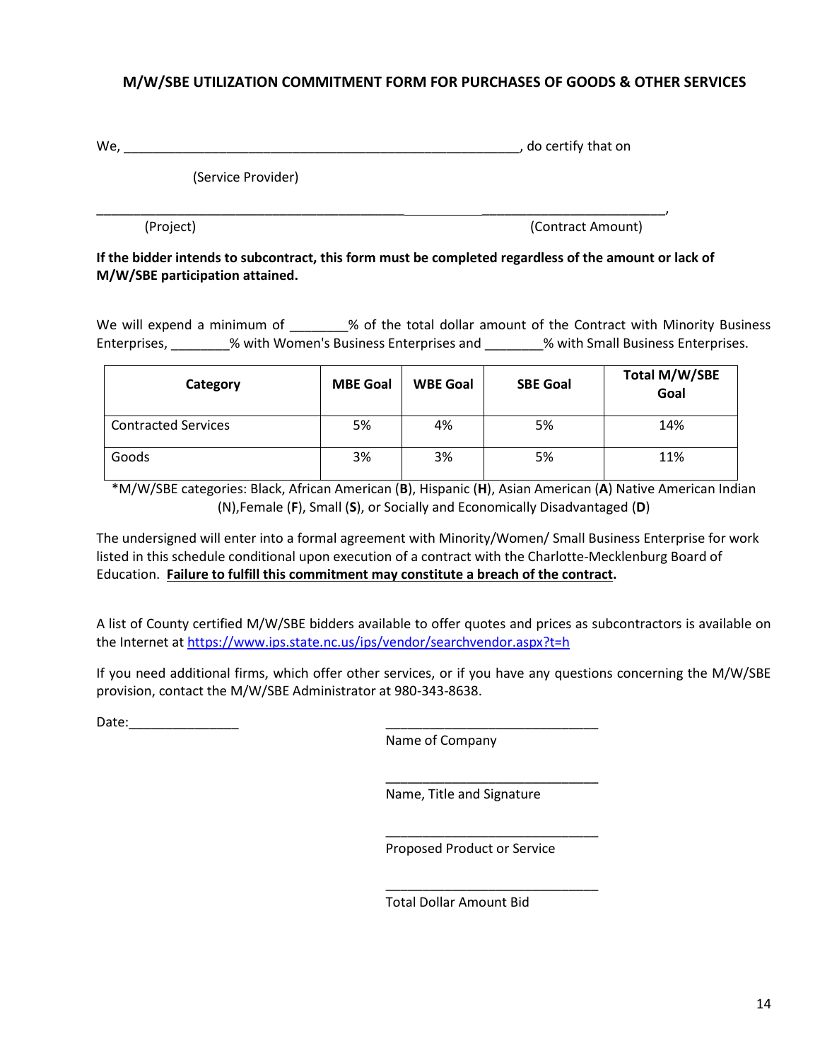## M/W/SBE UTILIZATION COMMITMENT FORM FOR PURCHASES OF GOODS & OTHER SERVICES

We, ________________________________________________________, do certify that on

(Service Provider)

_____________________________________________ _________________________,

(Project) (Contract Amount)

**If the bidder intends to subcontract, this form must be completed regardless of the amount or lack of M/W/SBE participation attained.**

We will expend a minimum of ________% of the total dollar amount of the Contract with Minority Business Enterprises, ________% with Women's Business Enterprises and ________% with Small Business Enterprises.

| Category | MBE Goal | WBE Goal | SBE Goal | Total M/W/SBE Goal |
|---|---|---|---|---|
| Contracted Services | 5% | 4% | 5% | 14% |
| Goods | 3% | 3% | 5% | 11% |

*M/W/SBE categories: Black, African American (**B**), Hispanic (**H**), Asian American (**A**) Native American Indian (N),Female (**F**), Small (**S**), or Socially and Economically Disadvantaged (**D**)

The undersigned will enter into a formal agreement with Minority/Women/ Small Business Enterprise for work listed in this schedule conditional upon execution of a contract with the Charlotte-Mecklenburg Board of Education. **Failure to fulfill this commitment may constitute a breach of the contract.**

A list of County certified M/W/SBE bidders available to offer quotes and prices as subcontractors is available on the Internet at https://www.ips.state.nc.us/ips/vendor/searchvendor.aspx?t=h

If you need additional firms, which offer other services, or if you have any questions concerning the M/W/SBE provision, contact the M/W/SBE Administrator at 980-343-8638.

Date:_______________

______________________________
Name of Company

______________________________
Name, Title and Signature

______________________________
Proposed Product or Service

______________________________
Total Dollar Amount Bid